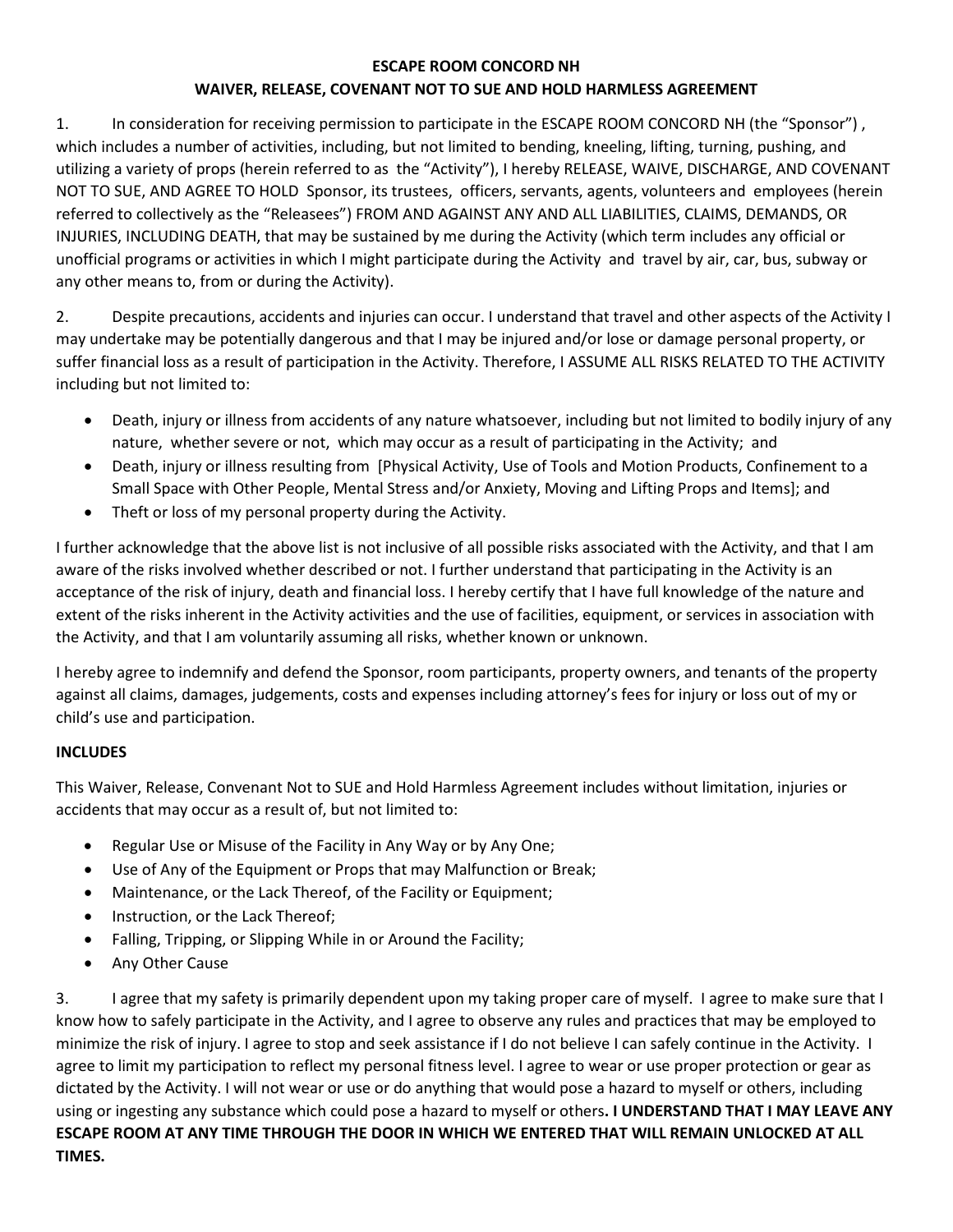**ESCAPE ROOM CONCORD NH**

**WAIVER, RELEASE, COVENANT NOT TO SUE AND HOLD HARMLESS AGREEMENT**

1. In consideration for receiving permission to participate in the ESCAPE ROOM CONCORD NH (the "Sponsor") , which includes a number of activities, including, but not limited to bending, kneeling, lifting, turning, pushing, and utilizing a variety of props (herein referred to as the "Activity"), I hereby RELEASE, WAIVE, DISCHARGE, AND COVENANT NOT TO SUE, AND AGREE TO HOLD Sponsor, its trustees, officers, servants, agents, volunteers and employees (herein referred to collectively as the "Releasees") FROM AND AGAINST ANY AND ALL LIABILITIES, CLAIMS, DEMANDS, OR INJURIES, INCLUDING DEATH, that may be sustained by me during the Activity (which term includes any official or unofficial programs or activities in which I might participate during the Activity and travel by air, car, bus, subway or any other means to, from or during the Activity).

2. Despite precautions, accidents and injuries can occur. I understand that travel and other aspects of the Activity I may undertake may be potentially dangerous and that I may be injured and/or lose or damage personal property, or suffer financial loss as a result of participation in the Activity. Therefore, I ASSUME ALL RISKS RELATED TO THE ACTIVITY including but not limited to:

- Death, injury or illness from accidents of any nature whatsoever, including but not limited to bodily injury of any nature, whether severe or not, which may occur as a result of participating in the Activity; and
- Death, injury or illness resulting from [Physical Activity, Use of Tools and Motion Products, Confinement to a Small Space with Other People, Mental Stress and/or Anxiety, Moving and Lifting Props and Items]; and
- Theft or loss of my personal property during the Activity.

I further acknowledge that the above list is not inclusive of all possible risks associated with the Activity, and that I am aware of the risks involved whether described or not. I further understand that participating in the Activity is an acceptance of the risk of injury, death and financial loss. I hereby certify that I have full knowledge of the nature and extent of the risks inherent in the Activity activities and the use of facilities, equipment, or services in association with the Activity, and that I am voluntarily assuming all risks, whether known or unknown.

I hereby agree to indemnify and defend the Sponsor, room participants, property owners, and tenants of the property against all claims, damages, judgements, costs and expenses including attorney's fees for injury or loss out of my or child's use and participation.

**INCLUDES**

This Waiver, Release, Convenant Not to SUE and Hold Harmless Agreement includes without limitation, injuries or accidents that may occur as a result of, but not limited to:

- Regular Use or Misuse of the Facility in Any Way or by Any One;
- Use of Any of the Equipment or Props that may Malfunction or Break;
- Maintenance, or the Lack Thereof, of the Facility or Equipment;
- Instruction, or the Lack Thereof;
- Falling, Tripping, or Slipping While in or Around the Facility;
- Any Other Cause

3. I agree that my safety is primarily dependent upon my taking proper care of myself. I agree to make sure that I know how to safely participate in the Activity, and I agree to observe any rules and practices that may be employed to minimize the risk of injury. I agree to stop and seek assistance if I do not believe I can safely continue in the Activity. I agree to limit my participation to reflect my personal fitness level. I agree to wear or use proper protection or gear as dictated by the Activity. I will not wear or use or do anything that would pose a hazard to myself or others, including using or ingesting any substance which could pose a hazard to myself or others**. I UNDERSTAND THAT I MAY LEAVE ANY ESCAPE ROOM AT ANY TIME THROUGH THE DOOR IN WHICH WE ENTERED THAT WILL REMAIN UNLOCKED AT ALL TIMES.**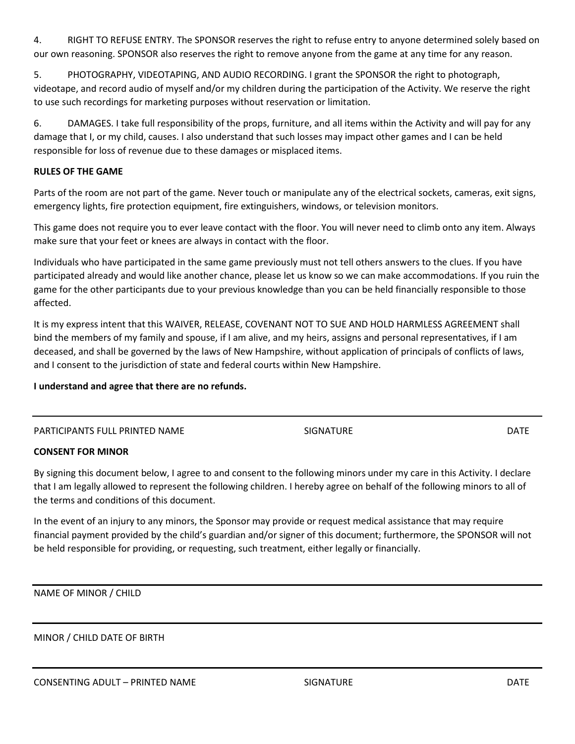4. RIGHT TO REFUSE ENTRY. The SPONSOR reserves the right to refuse entry to anyone determined solely based on our own reasoning. SPONSOR also reserves the right to remove anyone from the game at any time for any reason.

5. PHOTOGRAPHY, VIDEOTAPING, AND AUDIO RECORDING. I grant the SPONSOR the right to photograph, videotape, and record audio of myself and/or my children during the participation of the Activity. We reserve the right to use such recordings for marketing purposes without reservation or limitation.

6. DAMAGES. I take full responsibility of the props, furniture, and all items within the Activity and will pay for any damage that I, or my child, causes. I also understand that such losses may impact other games and I can be held responsible for loss of revenue due to these damages or misplaced items.

**RULES OF THE GAME**

Parts of the room are not part of the game. Never touch or manipulate any of the electrical sockets, cameras, exit signs, emergency lights, fire protection equipment, fire extinguishers, windows, or television monitors.

This game does not require you to ever leave contact with the floor. You will never need to climb onto any item. Always make sure that your feet or knees are always in contact with the floor.

Individuals who have participated in the same game previously must not tell others answers to the clues. If you have participated already and would like another chance, please let us know so we can make accommodations. If you ruin the game for the other participants due to your previous knowledge than you can be held financially responsible to those affected.

It is my express intent that this WAIVER, RELEASE, COVENANT NOT TO SUE AND HOLD HARMLESS AGREEMENT shall bind the members of my family and spouse, if I am alive, and my heirs, assigns and personal representatives, if I am deceased, and shall be governed by the laws of New Hampshire, without application of principals of conflicts of laws, and I consent to the jurisdiction of state and federal courts within New Hampshire.

**I understand and agree that there are no refunds.**

---

PARTICIPANTS FULL PRINTED NAME SIGNATURE DATE

**CONSENT FOR MINOR**

By signing this document below, I agree to and consent to the following minors under my care in this Activity. I declare that I am legally allowed to represent the following children. I hereby agree on behalf of the following minors to all of the terms and conditions of this document.

In the event of an injury to any minors, the Sponsor may provide or request medical assistance that may require financial payment provided by the child's guardian and/or signer of this document; furthermore, the SPONSOR will not be held responsible for providing, or requesting, such treatment, either legally or financially.

---

NAME OF MINOR / CHILD

---

MINOR / CHILD DATE OF BIRTH

---

CONSENTING ADULT – PRINTED NAME SIGNATURE DATE